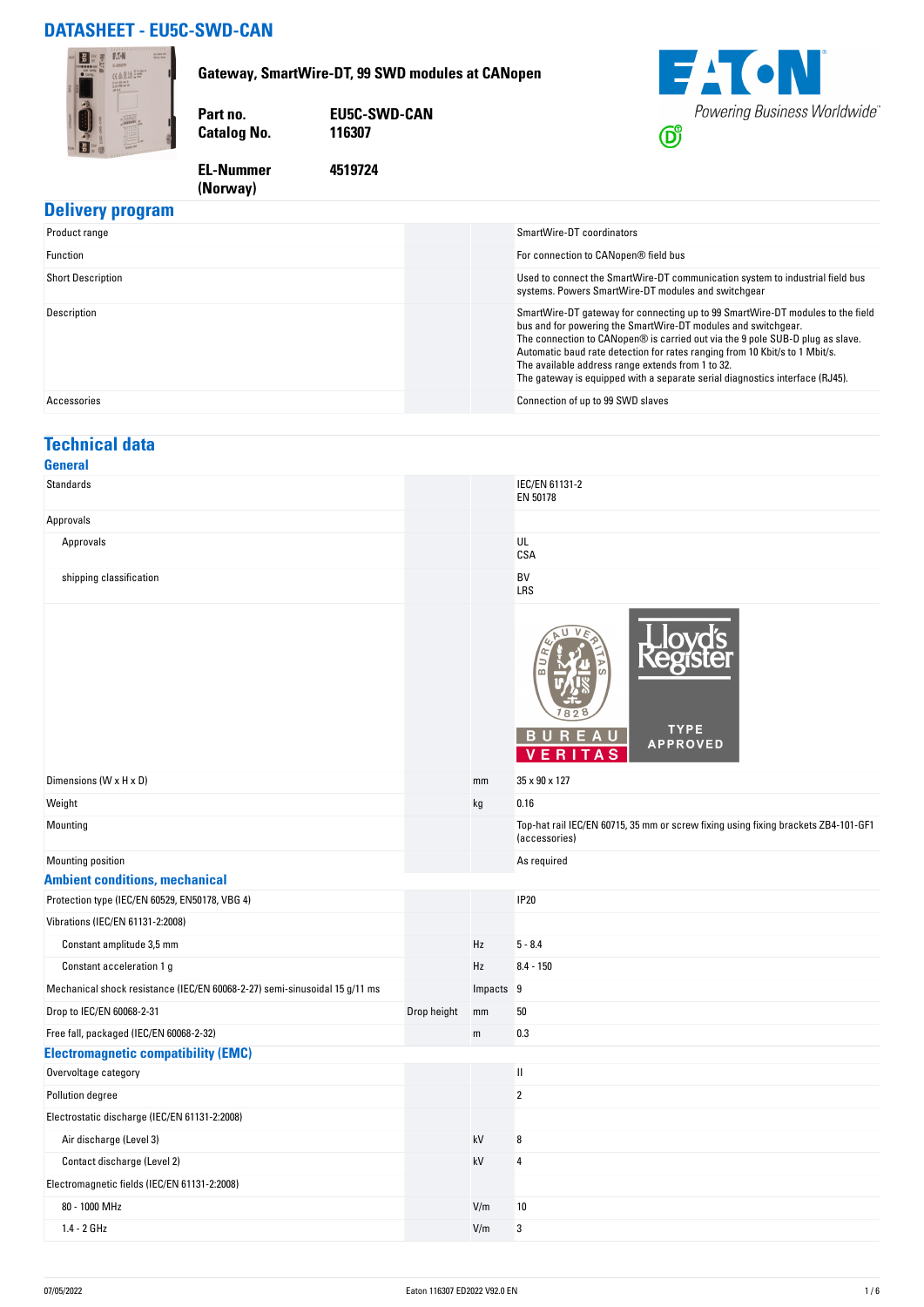# DATASHEET - EU5C-SWD-CAN

**Gateway, SmartWire-DT, 99 SWD modules at CANopen**

| | |
|---|---|
| **Part no.** | **EU5C-SWD-CAN** |
| **Catalog No.** | **116307** |
| **EL-Nummer (Norway)** | **4519724** |

Powering Business Worldwide

## Delivery program

| | | | |
|---|---|---|---|
| Product range | | | SmartWire-DT coordinators |
| Function | | | For connection to CANopen® field bus |
| Short Description | | | Used to connect the SmartWire-DT communication system to industrial field bus systems. Powers SmartWire-DT modules and switchgear |
| Description | | | SmartWire-DT gateway for connecting up to 99 SmartWire-DT modules to the field bus and for powering the SmartWire-DT modules and switchgear.<br>The connection to CANopen® is carried out via the 9 pole SUB-D plug as slave.<br>Automatic baud rate detection for rates ranging from 10 Kbit/s to 1 Mbit/s.<br>The available address range extends from 1 to 32.<br>The gateway is equipped with a separate serial diagnostics interface (RJ45). |
| Accessories | | | Connection of up to 99 SWD slaves |

## Technical data

### General

| | | | |
|---|---|---|---|
| Standards | | | IEC/EN 61131-2<br>EN 50178 |
| Approvals | | | |
| Approvals | | | UL<br>CSA |
| shipping classification | | | BV<br>LRS |
| Dimensions (W x H x D) | | mm | 35 x 90 x 127 |
| Weight | | kg | 0.16 |
| Mounting | | | Top-hat rail IEC/EN 60715, 35 mm or screw fixing using fixing brackets ZB4-101-GF1 (accessories) |
| Mounting position | | | As required |

### Ambient conditions, mechanical

| | | | |
|---|---|---|---|
| Protection type (IEC/EN 60529, EN50178, VBG 4) | | | IP20 |
| Vibrations (IEC/EN 61131-2:2008) | | | |
| Constant amplitude 3,5 mm | | Hz | 5 - 8.4 |
| Constant acceleration 1 g | | Hz | 8.4 - 150 |
| Mechanical shock resistance (IEC/EN 60068-2-27) semi-sinusoidal 15 g/11 ms | | Impacts | 9 |
| Drop to IEC/EN 60068-2-31 | Drop height | mm | 50 |
| Free fall, packaged (IEC/EN 60068-2-32) | | m | 0.3 |

### Electromagnetic compatibility (EMC)

| | | | |
|---|---|---|---|
| Overvoltage category | | | II |
| Pollution degree | | | 2 |
| Electrostatic discharge (IEC/EN 61131-2:2008) | | | |
| Air discharge (Level 3) | | kV | 8 |
| Contact discharge (Level 2) | | kV | 4 |
| Electromagnetic fields (IEC/EN 61131-2:2008) | | | |
| 80 - 1000 MHz | | V/m | 10 |
| 1.4 - 2 GHz | | V/m | 3 |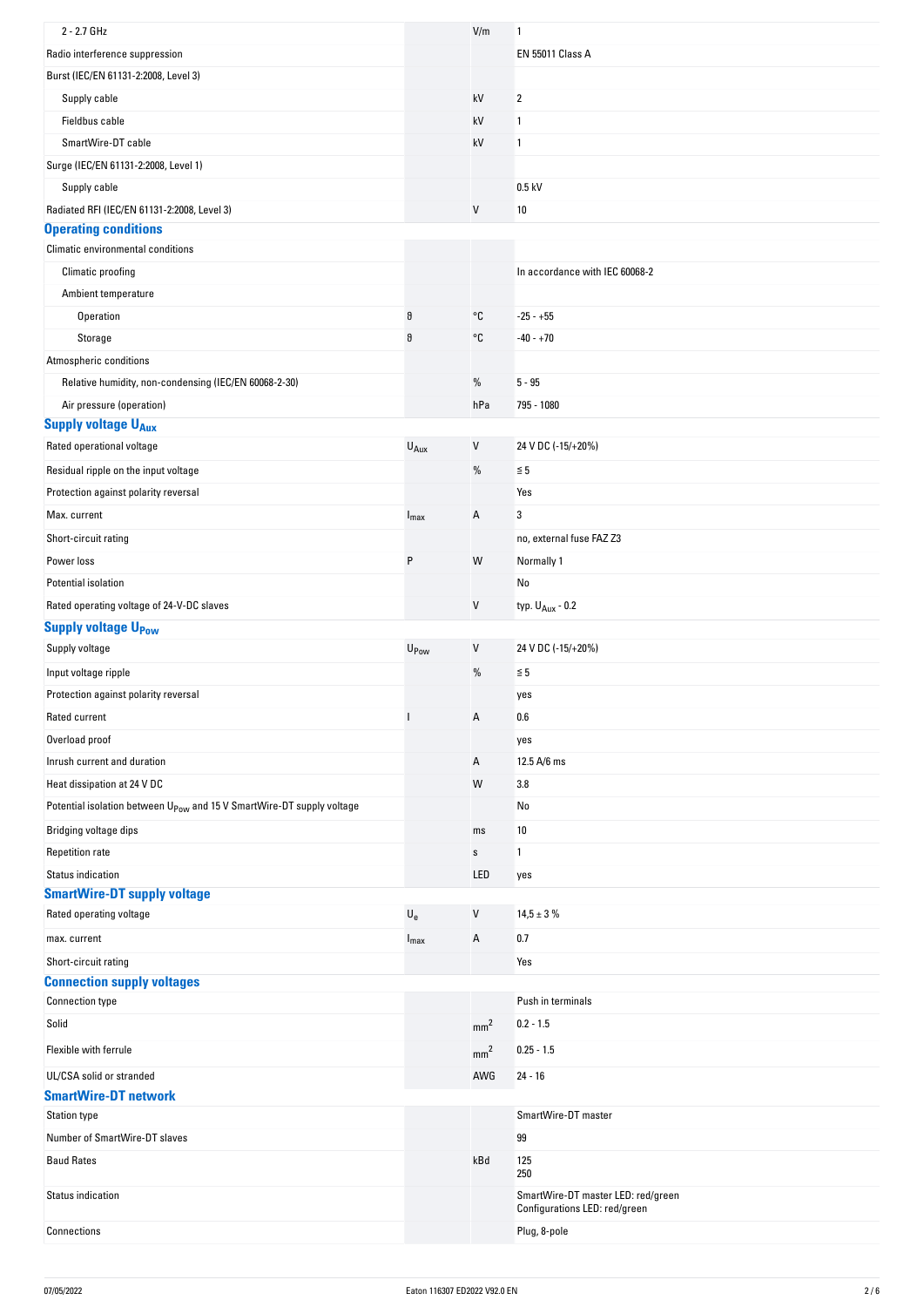| | | | |
|---|---|---|---|
| 2 - 2.7 GHz | | V/m | 1 |
| Radio interference suppression | | | EN 55011 Class A |
| Burst (IEC/EN 61131-2:2008, Level 3) | | | |
| Supply cable | | kV | 2 |
| Fieldbus cable | | kV | 1 |
| SmartWire-DT cable | | kV | 1 |
| Surge (IEC/EN 61131-2:2008, Level 1) | | | |
| Supply cable | | | 0.5 kV |
| Radiated RFI (IEC/EN 61131-2:2008, Level 3) | | V | 10 |

## Operating conditions

| | | | |
|---|---|---|---|
| Climatic environmental conditions | | | |
| Climatic proofing | | | In accordance with IEC 60068-2 |
| Ambient temperature | | | |
| Operation | ϑ | °C | -25 - +55 |
| Storage | ϑ | °C | -40 - +70 |
| Atmospheric conditions | | | |
| Relative humidity, non-condensing (IEC/EN 60068-2-30) | | % | 5 - 95 |
| Air pressure (operation) | | hPa | 795 - 1080 |

## Supply voltage $U_{Aux}$

| | | | |
|---|---|---|---|
| Rated operational voltage | $U_{Aux}$ | V | 24 V DC (-15/+20%) |
| Residual ripple on the input voltage | | % | ≦ 5 |
| Protection against polarity reversal | | | Yes |
| Max. current | $I_{max}$ | A | 3 |
| Short-circuit rating | | | no, external fuse FAZ Z3 |
| Power loss | P | W | Normally 1 |
| Potential isolation | | | No |
| Rated operating voltage of 24-V-DC slaves | | V | typ. $U_{Aux}$ - 0.2 |

## Supply voltage $U_{Pow}$

| | | | |
|---|---|---|---|
| Supply voltage | $U_{Pow}$ | V | 24 V DC (-15/+20%) |
| Input voltage ripple | | % | ≦ 5 |
| Protection against polarity reversal | | | yes |
| Rated current | I | A | 0.6 |
| Overload proof | | | yes |
| Inrush current and duration | | A | 12.5 A/6 ms |
| Heat dissipation at 24 V DC | | W | 3.8 |
| Potential isolation between $U_{Pow}$ and 15 V SmartWire-DT supply voltage | | | No |
| Bridging voltage dips | | ms | 10 |
| Repetition rate | | s | 1 |
| Status indication | | LED | yes |

## SmartWire-DT supply voltage

| | | | |
|---|---|---|---|
| Rated operating voltage | $U_e$ | V | 14,5 ± 3 % |
| max. current | $I_{max}$ | A | 0.7 |
| Short-circuit rating | | | Yes |

## Connection supply voltages

| | | | |
|---|---|---|---|
| Connection type | | | Push in terminals |
| Solid | | $mm^2$ | 0.2 - 1.5 |
| Flexible with ferrule | | $mm^2$ | 0.25 - 1.5 |
| UL/CSA solid or stranded | | AWG | 24 - 16 |

## SmartWire-DT network

| | | | |
|---|---|---|---|
| Station type | | | SmartWire-DT master |
| Number of SmartWire-DT slaves | | | 99 |
| Baud Rates | | kBd | 125<br>250 |
| Status indication | | | SmartWire-DT master LED: red/green<br>Configurations LED: red/green |
| Connections | | | Plug, 8-pole |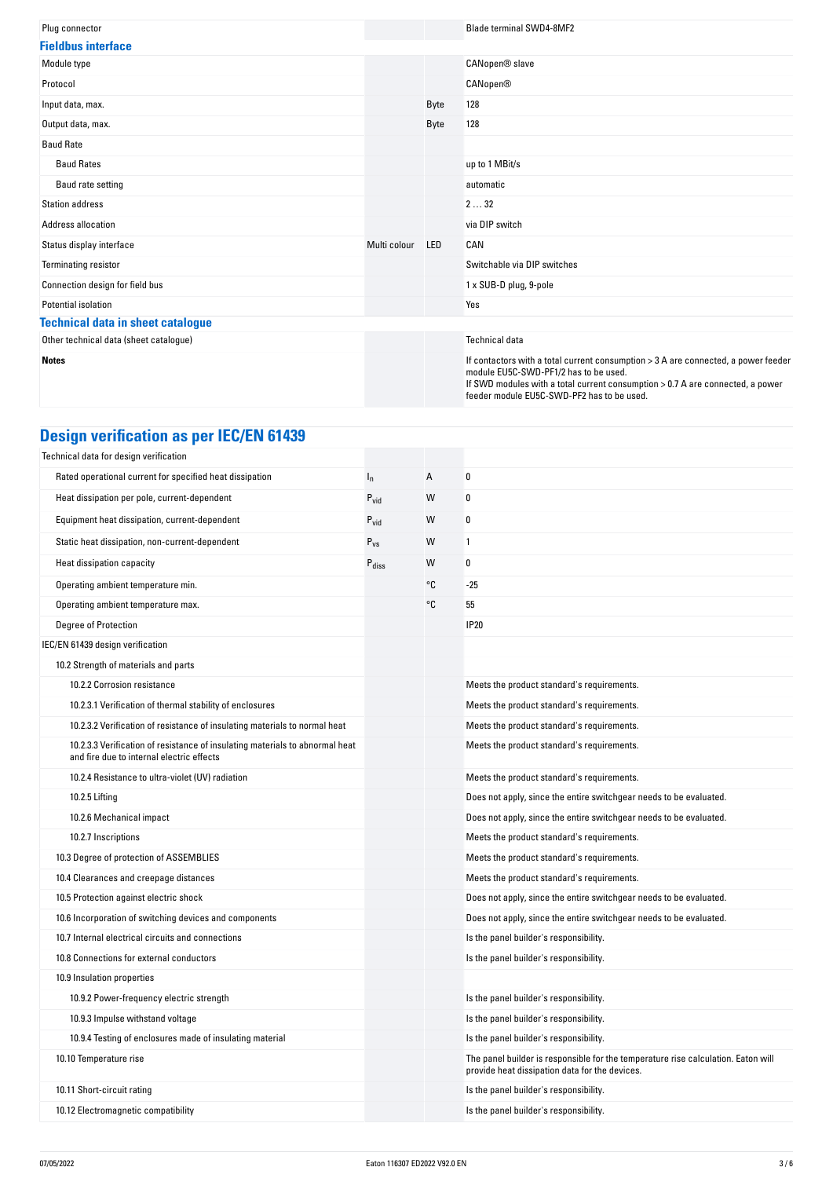| | | | |
|---|---|---|---|
| Plug connector | | | Blade terminal SWD4-8MF2 |

### Fieldbus interface

| | | | |
|---|---|---|---|
| Module type | | | CANopen® slave |
| Protocol | | | CANopen® |
| Input data, max. | | Byte | 128 |
| Output data, max. | | Byte | 128 |
| Baud Rate | | | |
| Baud Rates | | | up to 1 MBit/s |
| Baud rate setting | | | automatic |
| Station address | | | 2 … 32 |
| Address allocation | | | via DIP switch |
| Status display interface | Multi colour | LED | CAN |
| Terminating resistor | | | Switchable via DIP switches |
| Connection design for field bus | | | 1 x SUB-D plug, 9-pole |
| Potential isolation | | | Yes |

### Technical data in sheet catalogue

| | | | |
|---|---|---|---|
| Other technical data (sheet catalogue) | | | Technical data |
| **Notes** | | | If contactors with a total current consumption > 3 A are connected, a power feeder module EU5C-SWD-PF1/2 has to be used.<br>If SWD modules with a total current consumption > 0.7 A are connected, a power feeder module EU5C-SWD-PF2 has to be used. |

## Design verification as per IEC/EN 61439

| | | | |
|---|---|---|---|
| Technical data for design verification | | | |
| Rated operational current for specified heat dissipation | $I_n$ | A | 0 |
| Heat dissipation per pole, current-dependent | $P_{vid}$ | W | 0 |
| Equipment heat dissipation, current-dependent | $P_{vid}$ | W | 0 |
| Static heat dissipation, non-current-dependent | $P_{vs}$ | W | 1 |
| Heat dissipation capacity | $P_{diss}$ | W | 0 |
| Operating ambient temperature min. | | °C | -25 |
| Operating ambient temperature max. | | °C | 55 |
| Degree of Protection | | | IP20 |
| IEC/EN 61439 design verification | | | |
| 10.2 Strength of materials and parts | | | |
| 10.2.2 Corrosion resistance | | | Meets the product standard's requirements. |
| 10.2.3.1 Verification of thermal stability of enclosures | | | Meets the product standard's requirements. |
| 10.2.3.2 Verification of resistance of insulating materials to normal heat | | | Meets the product standard's requirements. |
| 10.2.3.3 Verification of resistance of insulating materials to abnormal heat and fire due to internal electric effects | | | Meets the product standard's requirements. |
| 10.2.4 Resistance to ultra-violet (UV) radiation | | | Meets the product standard's requirements. |
| 10.2.5 Lifting | | | Does not apply, since the entire switchgear needs to be evaluated. |
| 10.2.6 Mechanical impact | | | Does not apply, since the entire switchgear needs to be evaluated. |
| 10.2.7 Inscriptions | | | Meets the product standard's requirements. |
| 10.3 Degree of protection of ASSEMBLIES | | | Meets the product standard's requirements. |
| 10.4 Clearances and creepage distances | | | Meets the product standard's requirements. |
| 10.5 Protection against electric shock | | | Does not apply, since the entire switchgear needs to be evaluated. |
| 10.6 Incorporation of switching devices and components | | | Does not apply, since the entire switchgear needs to be evaluated. |
| 10.7 Internal electrical circuits and connections | | | Is the panel builder's responsibility. |
| 10.8 Connections for external conductors | | | Is the panel builder's responsibility. |
| 10.9 Insulation properties | | | |
| 10.9.2 Power-frequency electric strength | | | Is the panel builder's responsibility. |
| 10.9.3 Impulse withstand voltage | | | Is the panel builder's responsibility. |
| 10.9.4 Testing of enclosures made of insulating material | | | Is the panel builder's responsibility. |
| 10.10 Temperature rise | | | The panel builder is responsible for the temperature rise calculation. Eaton will provide heat dissipation data for the devices. |
| 10.11 Short-circuit rating | | | Is the panel builder's responsibility. |
| 10.12 Electromagnetic compatibility | | | Is the panel builder's responsibility. |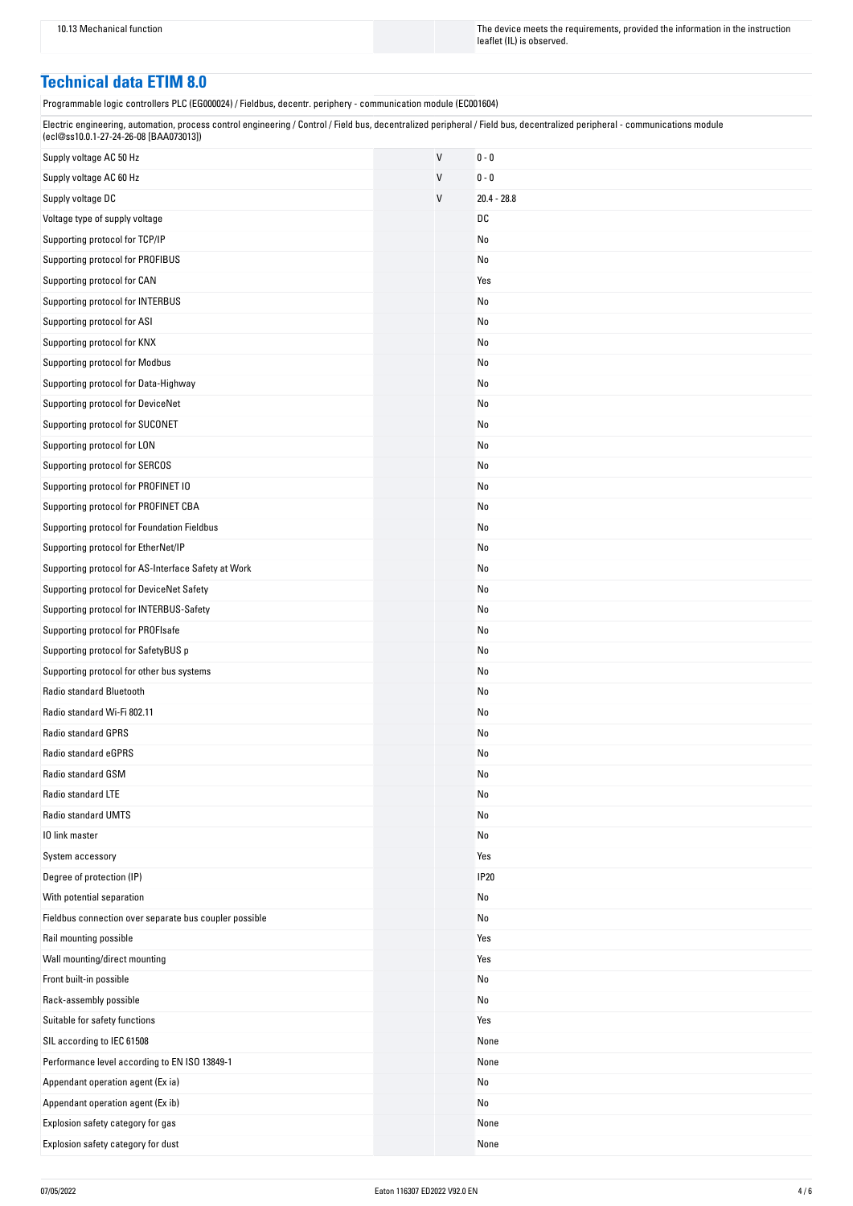| 10.13 Mechanical function | | The device meets the requirements, provided the information in the instruction leaflet (IL) is observed. |
|---|---|---|

## Technical data ETIM 8.0

Programmable logic controllers PLC (EG000024) / Fieldbus, decentr. periphery - communication module (EC001604)

Electric engineering, automation, process control engineering / Control / Field bus, decentralized peripheral / Field bus, decentralized peripheral - communications module (ecl@ss10.0.1-27-24-26-08 [BAA073013])

| Property | Unit | Value |
|---|---|---|
| Supply voltage AC 50 Hz | V | 0 - 0 |
| Supply voltage AC 60 Hz | V | 0 - 0 |
| Supply voltage DC | V | 20.4 - 28.8 |
| Voltage type of supply voltage | | DC |
| Supporting protocol for TCP/IP | | No |
| Supporting protocol for PROFIBUS | | No |
| Supporting protocol for CAN | | Yes |
| Supporting protocol for INTERBUS | | No |
| Supporting protocol for ASI | | No |
| Supporting protocol for KNX | | No |
| Supporting protocol for Modbus | | No |
| Supporting protocol for Data-Highway | | No |
| Supporting protocol for DeviceNet | | No |
| Supporting protocol for SUCONET | | No |
| Supporting protocol for LON | | No |
| Supporting protocol for SERCOS | | No |
| Supporting protocol for PROFINET IO | | No |
| Supporting protocol for PROFINET CBA | | No |
| Supporting protocol for Foundation Fieldbus | | No |
| Supporting protocol for EtherNet/IP | | No |
| Supporting protocol for AS-Interface Safety at Work | | No |
| Supporting protocol for DeviceNet Safety | | No |
| Supporting protocol for INTERBUS-Safety | | No |
| Supporting protocol for PROFIsafe | | No |
| Supporting protocol for SafetyBUS p | | No |
| Supporting protocol for other bus systems | | No |
| Radio standard Bluetooth | | No |
| Radio standard Wi-Fi 802.11 | | No |
| Radio standard GPRS | | No |
| Radio standard eGPRS | | No |
| Radio standard GSM | | No |
| Radio standard LTE | | No |
| Radio standard UMTS | | No |
| IO link master | | No |
| System accessory | | Yes |
| Degree of protection (IP) | | IP20 |
| With potential separation | | No |
| Fieldbus connection over separate bus coupler possible | | No |
| Rail mounting possible | | Yes |
| Wall mounting/direct mounting | | Yes |
| Front built-in possible | | No |
| Rack-assembly possible | | No |
| Suitable for safety functions | | Yes |
| SIL according to IEC 61508 | | None |
| Performance level according to EN ISO 13849-1 | | None |
| Appendant operation agent (Ex ia) | | No |
| Appendant operation agent (Ex ib) | | No |
| Explosion safety category for gas | | None |
| Explosion safety category for dust | | None |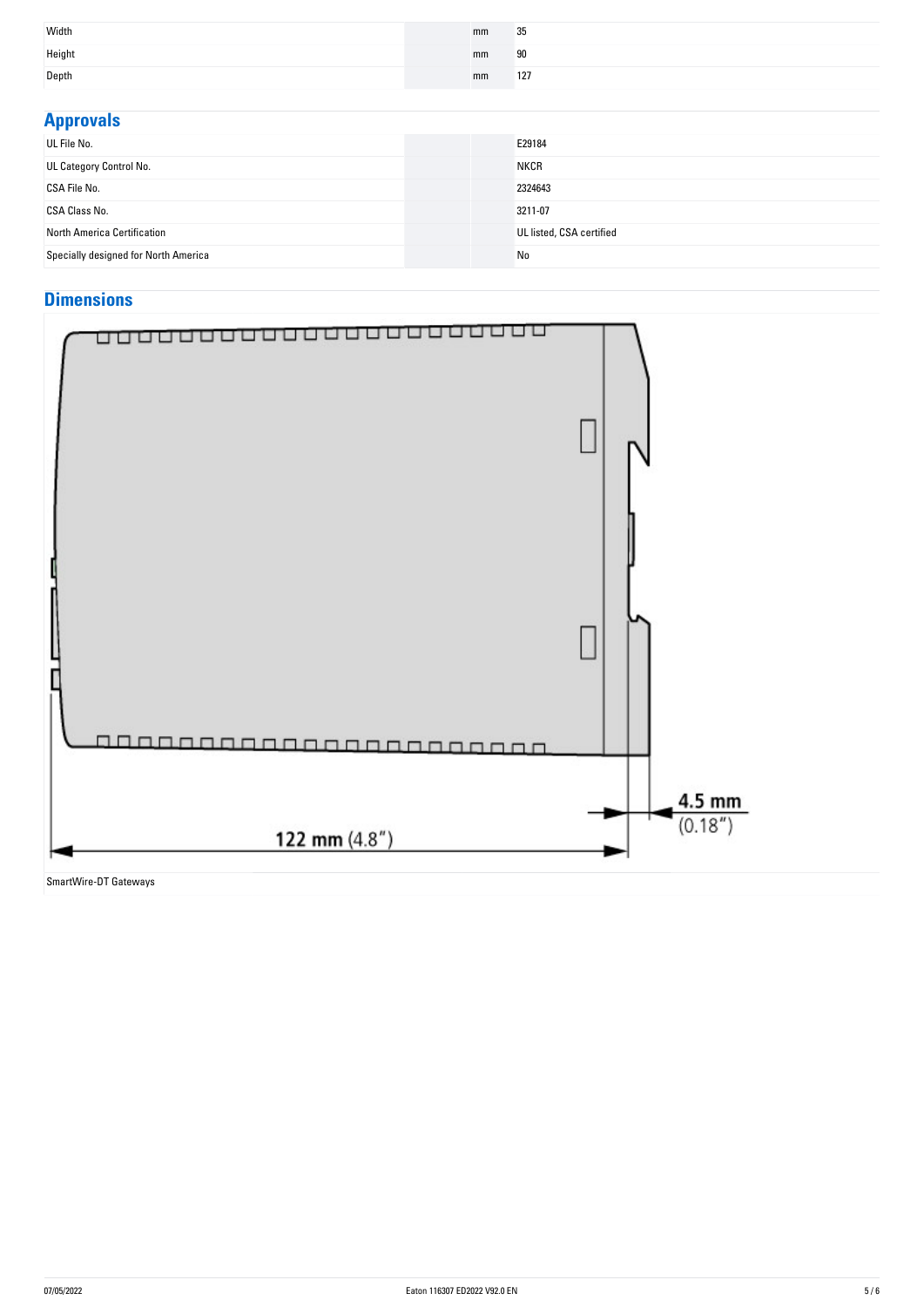| | | | |
|---|---|---|---|
| Width | | mm | 35 |
| Height | | mm | 90 |
| Depth | | mm | 127 |

## Approvals

| | | | |
|---|---|---|---|
| UL File No. | | | E29184 |
| UL Category Control No. | | | NKCR |
| CSA File No. | | | 2324643 |
| CSA Class No. | | | 3211-07 |
| North America Certification | | | UL listed, CSA certified |
| Specially designed for North America | | | No |

## Dimensions

122 mm (4.8″)

4.5 mm (0.18″)

SmartWire-DT Gateways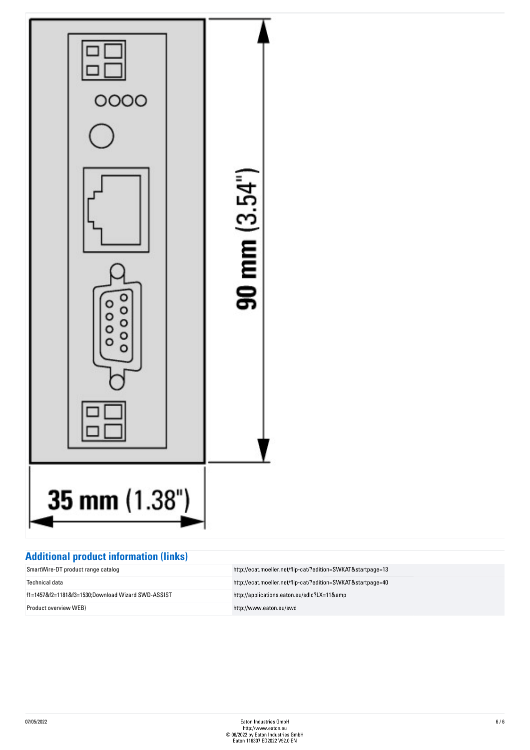90 mm (3.54")

35 mm (1.38")

## Additional product information (links)

| | |
|---|---|
| SmartWire-DT product range catalog | http://ecat.moeller.net/flip-cat/?edition=SWKAT&startpage=13 |
| Technical data | http://ecat.moeller.net/flip-cat/?edition=SWKAT&startpage=40 |
| f1=1457&f2=1181&f3=1530;Download Wizard SWD-ASSIST | http://applications.eaton.eu/sdlc?LX=11&amp |
| Product overview WEB) | http://www.eaton.eu/swd |